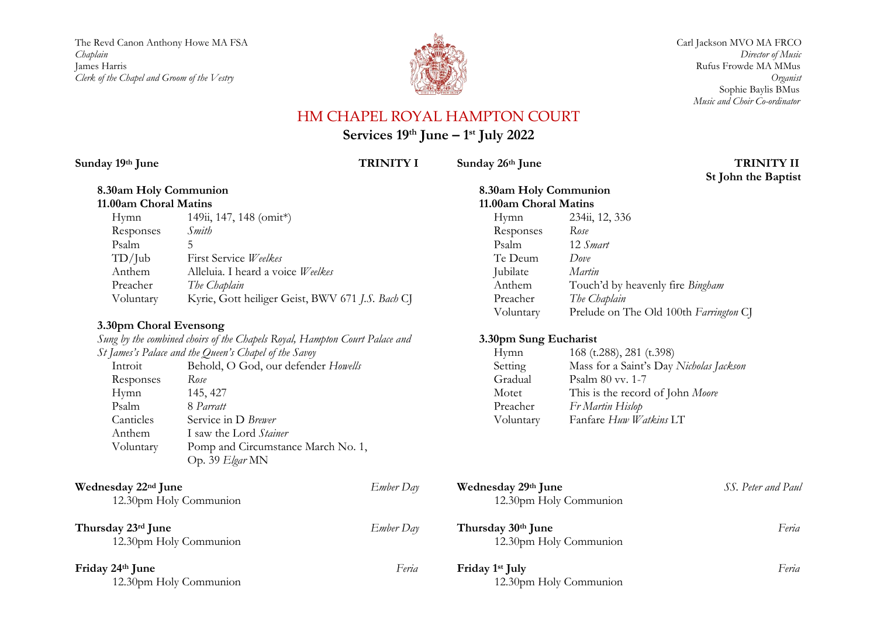The Revd Canon Anthony Howe MA FSA
*Chaplain*
James Harris
*Clerk of the Chapel and Groom of the Vestry*

Carl Jackson MVO MA FRCO
*Director of Music*
Rufus Frowde MA MMus
*Organist*
Sophie Baylis BMus
*Music and Choir Co-ordinator*

# HM CHAPEL ROYAL HAMPTON COURT

## Services 19th – 1st July 2022

**Sunday 19th June** **TRINITY I**

**8.30am Holy Communion**

**11.00am Choral Matins**

| | |
|---|---|
| Hymn | 149ii, 147, 148 (omit*) |
| Responses | *Smith* |
| Psalm | 5 |
| TD/Jub | First Service *Weelkes* |
| Anthem | Alleluia. I heard a voice *Weelkes* |
| Preacher | *The Chaplain* |
| Voluntary | Kyrie, Gott heiliger Geist, BWV 671 *J.S. Bach* CJ |

**3.30pm Choral Evensong**

*Sung by the combined choirs of the Chapels Royal, Hampton Court Palace and St James's Palace and the Queen's Chapel of the Savoy*

| | |
|---|---|
| Introit | Behold, O God, our defender *Howells* |
| Responses | *Rose* |
| Hymn | 145, 427 |
| Psalm | 8 *Parratt* |
| Canticles | Service in D *Brewer* |
| Anthem | I saw the Lord *Stainer* |
| Voluntary | Pomp and Circumstance March No. 1, Op. 39 *Elgar* MN |

**Wednesday 22nd June** *Ember Day*
12.30pm Holy Communion

**Thursday 23rd June** *Ember Day*
12.30pm Holy Communion

**Friday 24th June** *Feria*
12.30pm Holy Communion

**Sunday 26th June** **TRINITY II**
**St John the Baptist**

**8.30am Holy Communion**

**11.00am Choral Matins**

| | |
|---|---|
| Hymn | 234ii, 12, 336 |
| Responses | *Rose* |
| Psalm | 12 *Smart* |
| Te Deum | *Dove* |
| Jubilate | *Martin* |
| Anthem | Touch'd by heavenly fire *Bingham* |
| Preacher | *The Chaplain* |
| Voluntary | Prelude on The Old 100th *Farrington* CJ |

**3.30pm Sung Eucharist**

| | |
|---|---|
| Hymn | 168 (t.288), 281 (t.398) |
| Setting | Mass for a Saint's Day *Nicholas Jackson* |
| Gradual | Psalm 80 vv. 1-7 |
| Motet | This is the record of John *Moore* |
| Preacher | *Fr Martin Hislop* |
| Voluntary | Fanfare *Huw Watkins* LT |

**Wednesday 29th June** *SS. Peter and Paul*
12.30pm Holy Communion

**Thursday 30th June** *Feria*
12.30pm Holy Communion

**Friday 1st July** *Feria*
12.30pm Holy Communion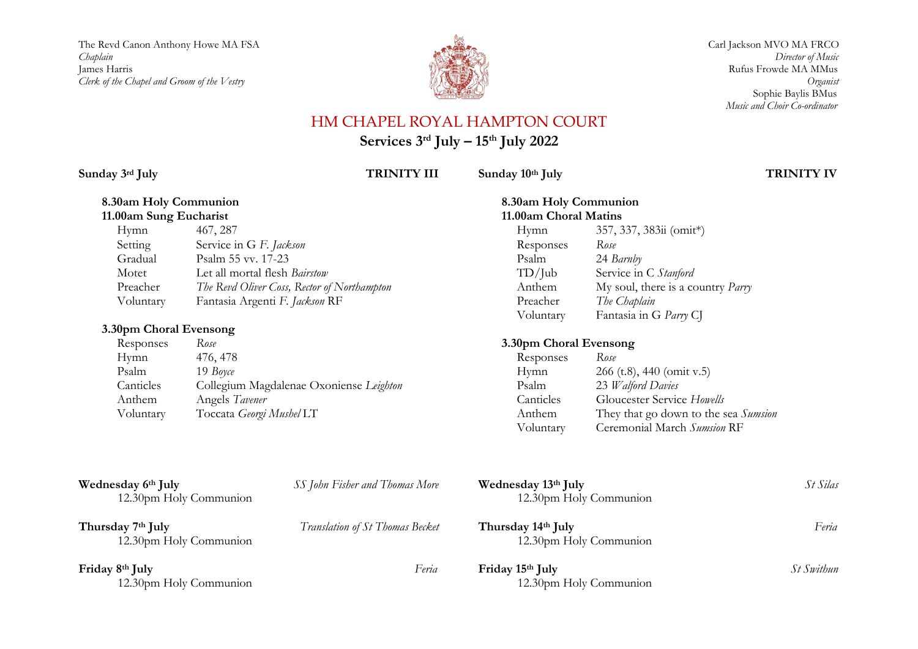The Revd Canon Anthony Howe MA FSA
*Chaplain*
James Harris
*Clerk of the Chapel and Groom of the Vestry*

Carl Jackson MVO MA FRCO
*Director of Music*
Rufus Frowde MA MMus
*Organist*
Sophie Baylis BMus
*Music and Choir Co-ordinator*

# HM CHAPEL ROYAL HAMPTON COURT

## Services 3rd July – 15th July 2022

**Sunday 3rd July** **TRINITY III**

**8.30am Holy Communion**

**11.00am Sung Eucharist**

| | |
|---|---|
| Hymn | 467, 287 |
| Setting | Service in G *F. Jackson* |
| Gradual | Psalm 55 vv. 17-23 |
| Motet | Let all mortal flesh *Bairstow* |
| Preacher | *The Revd Oliver Coss, Rector of Northampton* |
| Voluntary | Fantasia Argenti *F. Jackson* RF |

**3.30pm Choral Evensong**

| | |
|---|---|
| Responses | *Rose* |
| Hymn | 476, 478 |
| Psalm | 19 *Boyce* |
| Canticles | Collegium Magdalenae Oxoniense *Leighton* |
| Anthem | Angels *Tavener* |
| Voluntary | Toccata *Georgi Mushel* LT |

**Sunday 10th July** **TRINITY IV**

**8.30am Holy Communion**

**11.00am Choral Matins**

| | |
|---|---|
| Hymn | 357, 337, 383ii (omit*) |
| Responses | *Rose* |
| Psalm | 24 *Barnby* |
| TD/Jub | Service in C *Stanford* |
| Anthem | My soul, there is a country *Parry* |
| Preacher | *The Chaplain* |
| Voluntary | Fantasia in G *Parry* CJ |

**3.30pm Choral Evensong**

| | |
|---|---|
| Responses | *Rose* |
| Hymn | 266 (t.8), 440 (omit v.5) |
| Psalm | 23 *Walford Davies* |
| Canticles | Gloucester Service *Howells* |
| Anthem | They that go down to the sea *Sumsion* |
| Voluntary | Ceremonial March *Sumsion* RF |

**Wednesday 6th July** *SS John Fisher and Thomas More*
12.30pm Holy Communion

**Thursday 7th July** *Translation of St Thomas Becket*
12.30pm Holy Communion

**Friday 8th July** *Feria*
12.30pm Holy Communion

**Wednesday 13th July** *St Silas*
12.30pm Holy Communion

**Thursday 14th July** *Feria*
12.30pm Holy Communion

**Friday 15th July** *St Swithun*
12.30pm Holy Communion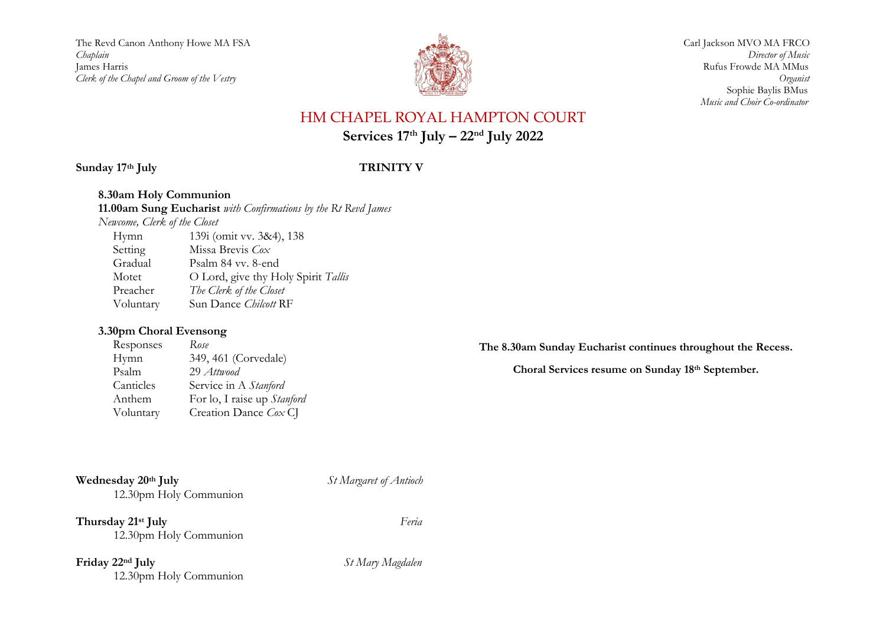The Revd Canon Anthony Howe MA FSA
*Chaplain*
James Harris
*Clerk of the Chapel and Groom of the Vestry*

Carl Jackson MVO MA FRCO
*Director of Music*
Rufus Frowde MA MMus
*Organist*
Sophie Baylis BMus
*Music and Choir Co-ordinator*

# HM CHAPEL ROYAL HAMPTON COURT

## Services 17th July – 22nd July 2022

**Sunday 17th July** **TRINITY V**

**8.30am Holy Communion**

**11.00am Sung Eucharist** *with Confirmations by the Rt Revd James Newcome, Clerk of the Closet*

| | |
|---|---|
| Hymn | 139i (omit vv. 3&4), 138 |
| Setting | Missa Brevis *Cox* |
| Gradual | Psalm 84 vv. 8-end |
| Motet | O Lord, give thy Holy Spirit *Tallis* |
| Preacher | *The Clerk of the Closet* |
| Voluntary | Sun Dance *Chilcott* RF |

**3.30pm Choral Evensong**

| | |
|---|---|
| Responses | *Rose* |
| Hymn | 349, 461 (Corvedale) |
| Psalm | 29 *Attwood* |
| Canticles | Service in A *Stanford* |
| Anthem | For lo, I raise up *Stanford* |
| Voluntary | Creation Dance *Cox* CJ |

**Wednesday 20th July** *St Margaret of Antioch*
12.30pm Holy Communion

**Thursday 21st July** *Feria*
12.30pm Holy Communion

**Friday 22nd July** *St Mary Magdalen*
12.30pm Holy Communion

**The 8.30am Sunday Eucharist continues throughout the Recess.**

**Choral Services resume on Sunday 18th September.**